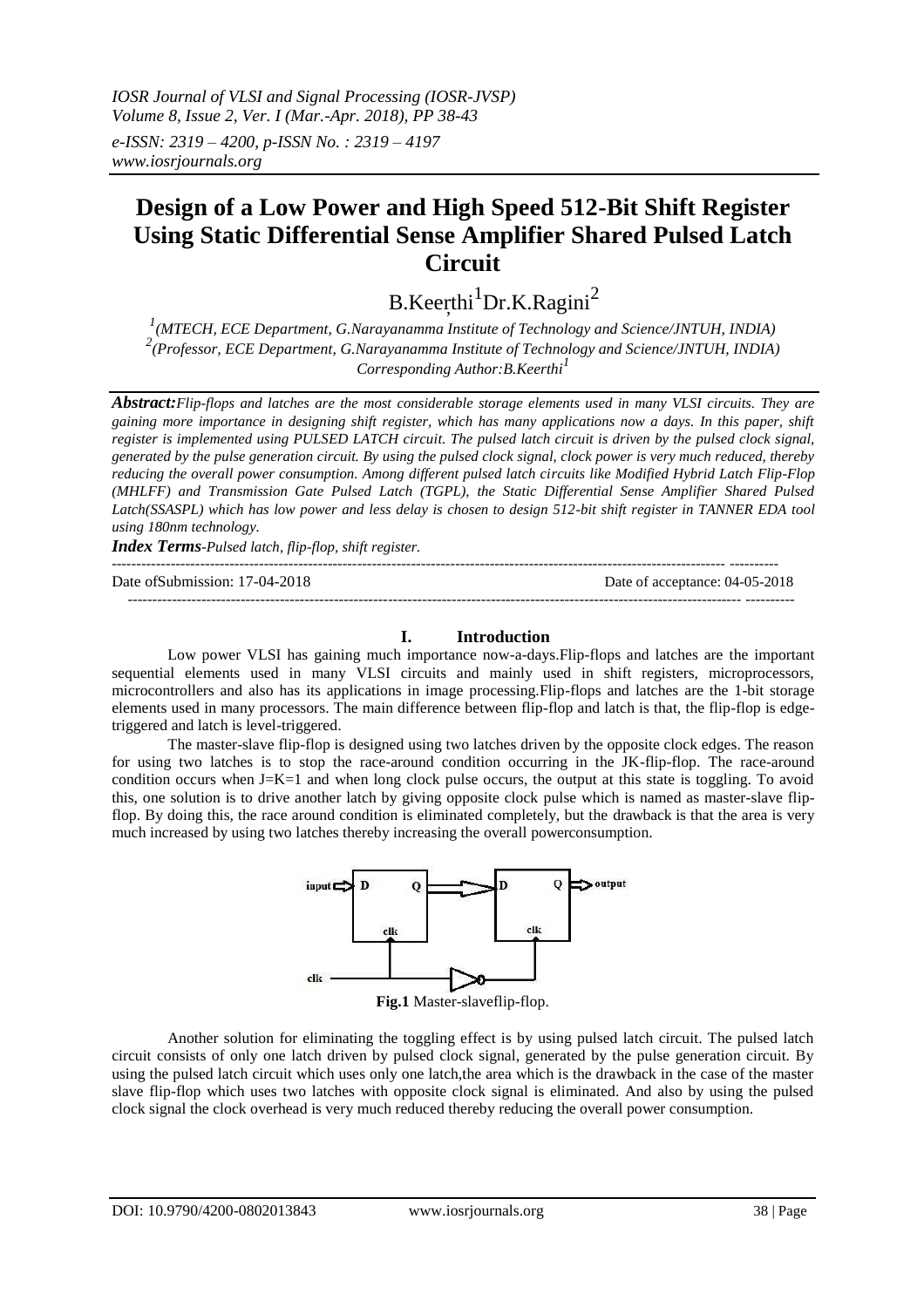# Design of a Low Power and High Speed 512-Bit Shift Register Using Static Differential Sense Amplifier Shared Pulsed Latch Circuit

B.Keerthi[1] Dr.K.Ragini[2]

[1](MTECH, ECE Department, G.Narayanamma Institute of Technology and Science/JNTUH, INDIA)
[2](Professor, ECE Department, G.Narayanamma Institute of Technology and Science/JNTUH, INDIA)
Corresponding Author:B.Keerthi[1]

***Abstract:*** *Flip-flops and latches are the most considerable storage elements used in many VLSI circuits. They are gaining more importance in designing shift register, which has many applications now a days. In this paper, shift register is implemented using PULSED LATCH circuit. The pulsed latch circuit is driven by the pulsed clock signal, generated by the pulse generation circuit. By using the pulsed clock signal, clock power is very much reduced, thereby reducing the overall power consumption. Among different pulsed latch circuits like Modified Hybrid Latch Flip-Flop (MHLFF) and Transmission Gate Pulsed Latch (TGPL), the Static Differential Sense Amplifier Shared Pulsed Latch(SSASPL) which has low power and less delay is chosen to design 512-bit shift register in TANNER EDA tool using 180nm technology.*

***Index Terms****-Pulsed latch, flip-flop, shift register.*

---

Date ofSubmission: 17-04-2018 Date of acceptance: 04-05-2018

---

## I. Introduction

Low power VLSI has gaining much importance now-a-days.Flip-flops and latches are the important sequential elements used in many VLSI circuits and mainly used in shift registers, microprocessors, microcontrollers and also has its applications in image processing.Flip-flops and latches are the 1-bit storage elements used in many processors. The main difference between flip-flop and latch is that, the flip-flop is edge-triggered and latch is level-triggered.

The master-slave flip-flop is designed using two latches driven by the opposite clock edges. The reason for using two latches is to stop the race-around condition occurring in the JK-flip-flop. The race-around condition occurs when J=K=1 and when long clock pulse occurs, the output at this state is toggling. To avoid this, one solution is to drive another latch by giving opposite clock pulse which is named as master-slave flip-flop. By doing this, the race around condition is eliminated completely, but the drawback is that the area is very much increased by using two latches thereby increasing the overall powerconsumption.

**Fig.1** Master-slaveflip-flop.

Another solution for eliminating the toggling effect is by using pulsed latch circuit. The pulsed latch circuit consists of only one latch driven by pulsed clock signal, generated by the pulse generation circuit. By using the pulsed latch circuit which uses only one latch,the area which is the drawback in the case of the master slave flip-flop which uses two latches with opposite clock signal is eliminated. And also by using the pulsed clock signal the clock overhead is very much reduced thereby reducing the overall power consumption.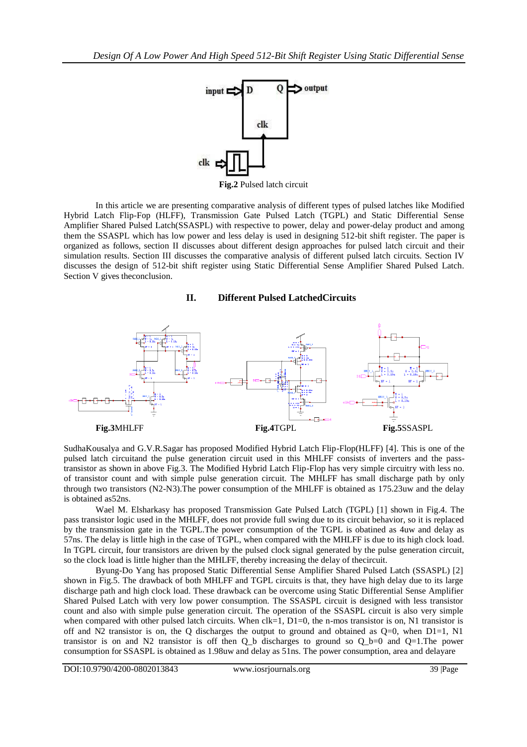**Fig.2** Pulsed latch circuit

In this article we are presenting comparative analysis of different types of pulsed latches like Modified Hybrid Latch Flip-Fop (HLFF), Transmission Gate Pulsed Latch (TGPL) and Static Differential Sense Amplifier Shared Pulsed Latch(SSASPL) with respective to power, delay and power-delay product and among them the SSASPL which has low power and less delay is used in designing 512-bit shift register. The paper is organized as follows, section II discusses about different design approaches for pulsed latch circuit and their simulation results. Section III discusses the comparative analysis of different pulsed latch circuits. Section IV discusses the design of 512-bit shift register using Static Differential Sense Amplifier Shared Pulsed Latch. Section V gives theconclusion.

## II. Different Pulsed LatchedCircuits

**Fig.3**MHLFF **Fig.4**TGPL **Fig.5**SSASPL

SudhaKousalya and G.V.R.Sagar has proposed Modified Hybrid Latch Flip-Flop(HLFF) [4]. This is one of the pulsed latch circuitand the pulse generation circuit used in this MHLFF consists of inverters and the pass-transistor as shown in above Fig.3. The Modified Hybrid Latch Flip-Flop has very simple circuitry with less no. of transistor count and with simple pulse generation circuit. The MHLFF has small discharge path by only through two transistors (N2-N3).The power consumption of the MHLFF is obtained as 175.23uw and the delay is obtained as52ns.

Wael M. Elsharkasy has proposed Transmission Gate Pulsed Latch (TGPL) [1] shown in Fig.4. The pass transistor logic used in the MHLFF, does not provide full swing due to its circuit behavior, so it is replaced by the transmission gate in the TGPL.The power consumption of the TGPL is obatined as 4uw and delay as 57ns. The delay is little high in the case of TGPL, when compared with the MHLFF is due to its high clock load. In TGPL circuit, four transistors are driven by the pulsed clock signal generated by the pulse generation circuit, so the clock load is little higher than the MHLFF, thereby increasing the delay of thecircuit.

Byung-Do Yang has proposed Static Differential Sense Amplifier Shared Pulsed Latch (SSASPL) [2] shown in Fig.5. The drawback of both MHLFF and TGPL circuits is that, they have high delay due to its large discharge path and high clock load. These drawback can be overcome using Static Differential Sense Amplifier Shared Pulsed Latch with very low power consumption. The SSASPL circuit is designed with less transistor count and also with simple pulse generation circuit. The operation of the SSASPL circuit is also very simple when compared with other pulsed latch circuits. When clk=1, D1=0, the n-mos transistor is on, N1 transistor is off and N2 transistor is on, the Q discharges the output to ground and obtained as Q=0, when D1=1, N1 transistor is on and N2 transistor is off then Q_b discharges to ground so Q_b=0 and Q=1.The power consumption for SSASPL is obtained as 1.98uw and delay as 51ns. The power consumption, area and delayare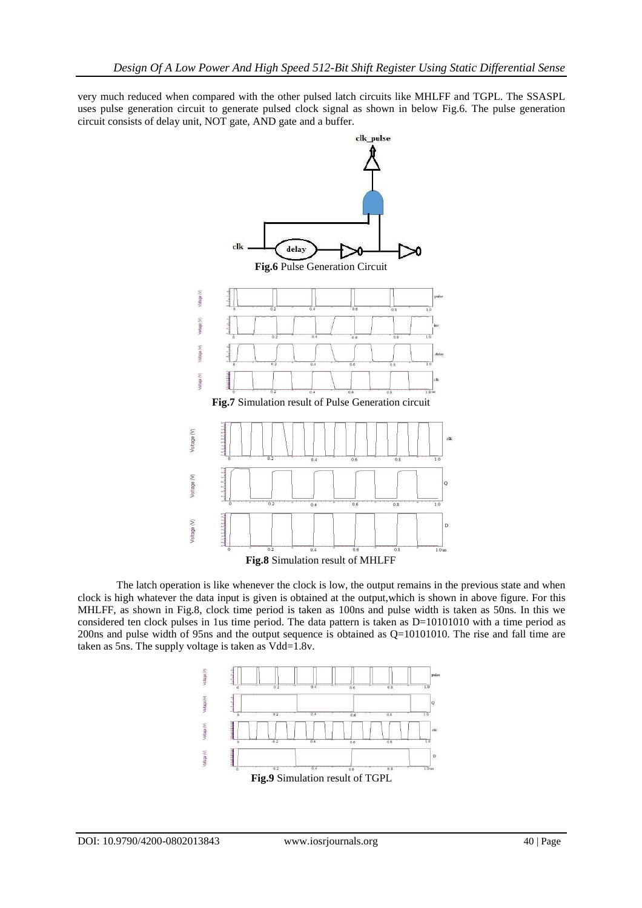very much reduced when compared with the other pulsed latch circuits like MHLFF and TGPL. The SSASPL uses pulse generation circuit to generate pulsed clock signal as shown in below Fig.6. The pulse generation circuit consists of delay unit, NOT gate, AND gate and a buffer.

**Fig.6** Pulse Generation Circuit

**Fig.7** Simulation result of Pulse Generation circuit

**Fig.8** Simulation result of MHLFF

The latch operation is like whenever the clock is low, the output remains in the previous state and when clock is high whatever the data input is given is obtained at the output,which is shown in above figure. For this MHLFF, as shown in Fig.8, clock time period is taken as 100ns and pulse width is taken as 50ns. In this we considered ten clock pulses in 1us time period. The data pattern is taken as D=10101010 with a time period as 200ns and pulse width of 95ns and the output sequence is obtained as Q=10101010. The rise and fall time are taken as 5ns. The supply voltage is taken as Vdd=1.8v.

**Fig.9** Simulation result of TGPL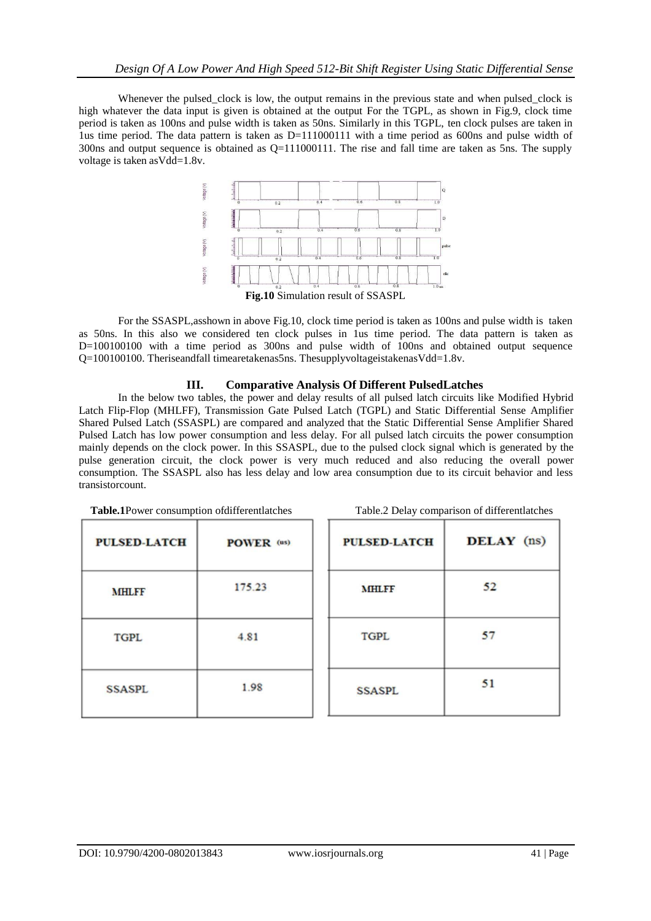Whenever the pulsed_clock is low, the output remains in the previous state and when pulsed_clock is high whatever the data input is given is obtained at the output For the TGPL, as shown in Fig.9, clock time period is taken as 100ns and pulse width is taken as 50ns. Similarly in this TGPL, ten clock pulses are taken in 1us time period. The data pattern is taken as D=111000111 with a time period as 600ns and pulse width of 300ns and output sequence is obtained as Q=111000111. The rise and fall time are taken as 5ns. The supply voltage is taken asVdd=1.8v.

**Fig.10** Simulation result of SSASPL

For the SSASPL,asshown in above Fig.10, clock time period is taken as 100ns and pulse width is taken as 50ns. In this also we considered ten clock pulses in 1us time period. The data pattern is taken as D=100100100 with a time period as 300ns and pulse width of 100ns and obtained output sequence Q=100100100. Theriseandfall timearetakenas5ns. ThesupplyvoltageistakenasVdd=1.8v.

## III. Comparative Analysis Of Different PulsedLatches

In the below two tables, the power and delay results of all pulsed latch circuits like Modified Hybrid Latch Flip-Flop (MHLFF), Transmission Gate Pulsed Latch (TGPL) and Static Differential Sense Amplifier Shared Pulsed Latch (SSASPL) are compared and analyzed that the Static Differential Sense Amplifier Shared Pulsed Latch has low power consumption and less delay. For all pulsed latch circuits the power consumption mainly depends on the clock power. In this SSASPL, due to the pulsed clock signal which is generated by the pulse generation circuit, the clock power is very much reduced and also reducing the overall power consumption. The SSASPL also has less delay and low area consumption due to its circuit behavior and less transistorcount.

**Table.1**Power consumption ofdifferentlatches

| PULSED-LATCH | POWER (us) |
|---|---|
| MHLFF | 175.23 |
| TGPL | 4.81 |
| SSASPL | 1.98 |

Table.2 Delay comparison of differentlatches

| PULSED-LATCH | DELAY (ns) |
|---|---|
| MHLFF | 52 |
| TGPL | 57 |
| SSASPL | 51 |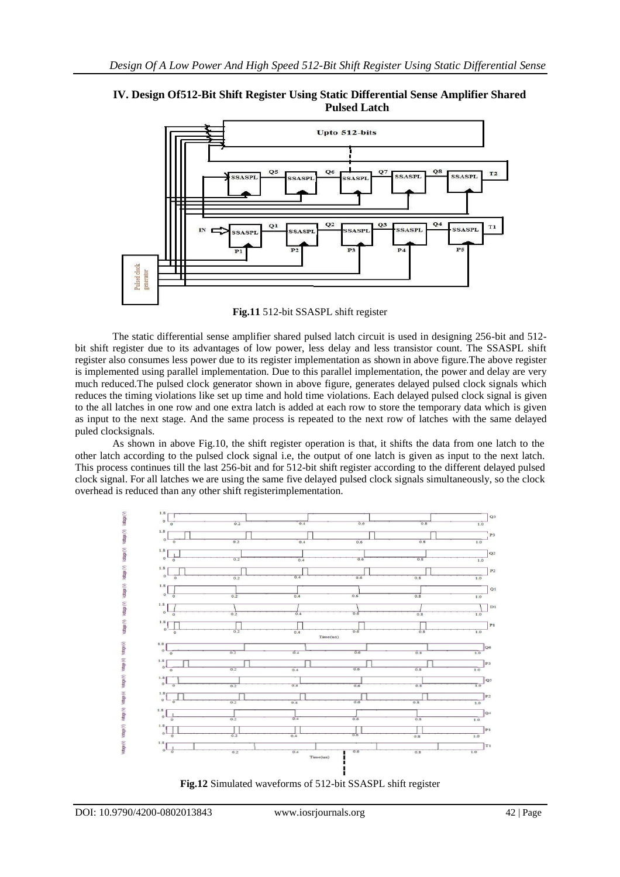## IV. Design Of512-Bit Shift Register Using Static Differential Sense Amplifier Shared Pulsed Latch

**Fig.11** 512-bit SSASPL shift register

The static differential sense amplifier shared pulsed latch circuit is used in designing 256-bit and 512-bit shift register due to its advantages of low power, less delay and less transistor count. The SSASPL shift register also consumes less power due to its register implementation as shown in above figure.The above register is implemented using parallel implementation. Due to this parallel implementation, the power and delay are very much reduced.The pulsed clock generator shown in above figure, generates delayed pulsed clock signals which reduces the timing violations like set up time and hold time violations. Each delayed pulsed clock signal is given to the all latches in one row and one extra latch is added at each row to store the temporary data which is given as input to the next stage. And the same process is repeated to the next row of latches with the same delayed puled clocksignals.

As shown in above Fig.10, the shift register operation is that, it shifts the data from one latch to the other latch according to the pulsed clock signal i.e, the output of one latch is given as input to the next latch. This process continues till the last 256-bit and for 512-bit shift register according to the different delayed pulsed clock signal. For all latches we are using the same five delayed pulsed clock signals simultaneously, so the clock overhead is reduced than any other shift registerimplementation.

**Fig.12** Simulated waveforms of 512-bit SSASPL shift register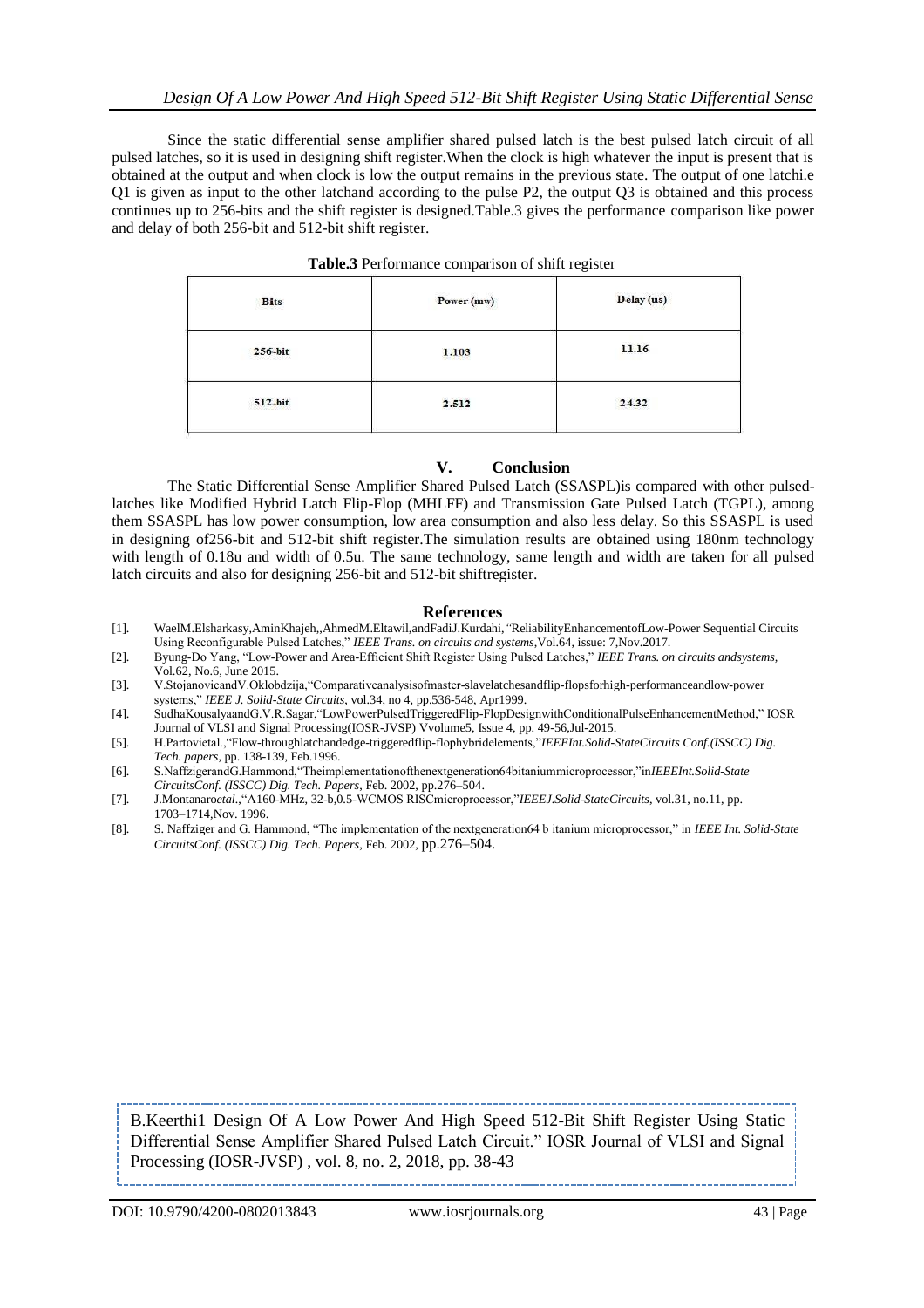Since the static differential sense amplifier shared pulsed latch is the best pulsed latch circuit of all pulsed latches, so it is used in designing shift register.When the clock is high whatever the input is present that is obtained at the output and when clock is low the output remains in the previous state. The output of one latchi.e Q1 is given as input to the other latchand according to the pulse P2, the output Q3 is obtained and this process continues up to 256-bits and the shift register is designed.Table.3 gives the performance comparison like power and delay of both 256-bit and 512-bit shift register.

**Table.3** Performance comparison of shift register

| Bits | Power (mw) | Delay (us) |
|---|---|---|
| 256-bit | 1.103 | 11.16 |
| 512-bit | 2.512 | 24.32 |

## V. Conclusion

The Static Differential Sense Amplifier Shared Pulsed Latch (SSASPL)is compared with other pulsed-latches like Modified Hybrid Latch Flip-Flop (MHLFF) and Transmission Gate Pulsed Latch (TGPL), among them SSASPL has low power consumption, low area consumption and also less delay. So this SSASPL is used in designing of256-bit and 512-bit shift register.The simulation results are obtained using 180nm technology with length of 0.18u and width of 0.5u. The same technology, same length and width are taken for all pulsed latch circuits and also for designing 256-bit and 512-bit shiftregister.

## References

[1]. WaelM.Elsharkasy,AminKhajeh,,AhmedM.Eltawil,andFadiJ.Kurdahi,"ReliabilityEnhancementofLow-Power Sequential Circuits Using Reconfigurable Pulsed Latches," *IEEE Trans. on circuits and systems*,Vol.64, issue: 7,Nov.2017.

[2]. Byung-Do Yang, "Low-Power and Area-Efficient Shift Register Using Pulsed Latches," *IEEE Trans. on circuits andsystems*, Vol.62, No.6, June 2015.

[3]. V.StojanovicandV.Oklobdzija,"Comparativeanalysisofmaster-slavelatchesandflip-flopsforhigh-performanceandlow-power systems," *IEEE J. Solid-State Circuits*, vol.34, no 4, pp.536-548, Apr1999.

[4]. SudhaKousalyaandG.V.R.Sagar,"LowPowerPulsedTriggeredFlip-FlopDesignwithConditionalPulseEnhancementMethod," IOSR Journal of VLSI and Signal Processing(IOSR-JVSP) Vvolume5, Issue 4, pp. 49-56,Jul-2015.

[5]. H.Partovietal.,"Flow-throughlatchandedge-triggeredflip-flophybridelements,"*IEEEInt.Solid-StateCircuits Conf.(ISSCC) Dig. Tech. papers*, pp. 138-139, Feb.1996.

[6]. S.NaffzigerandG.Hammond,"Theimplementationofthenextgeneration64bitaniummicroprocessor,"in*IEEEInt.Solid-State CircuitsConf. (ISSCC) Dig. Tech. Papers*, Feb. 2002, pp.276–504.

[7]. J.Montanaro*etal*.,"A160-MHz, 32-b,0.5-WCMOS RISCmicroprocessor,"*IEEEJ.Solid-StateCircuits*, vol.31, no.11, pp. 1703–1714,Nov. 1996.

[8]. S. Naffziger and G. Hammond, "The implementation of the nextgeneration64 b itanium microprocessor," in *IEEE Int. Solid-State CircuitsConf. (ISSCC) Dig. Tech. Papers*, Feb. 2002, pp.276–504.

B.Keerthi1 Design Of A Low Power And High Speed 512-Bit Shift Register Using Static Differential Sense Amplifier Shared Pulsed Latch Circuit." IOSR Journal of VLSI and Signal Processing (IOSR-JVSP) , vol. 8, no. 2, 2018, pp. 38-43